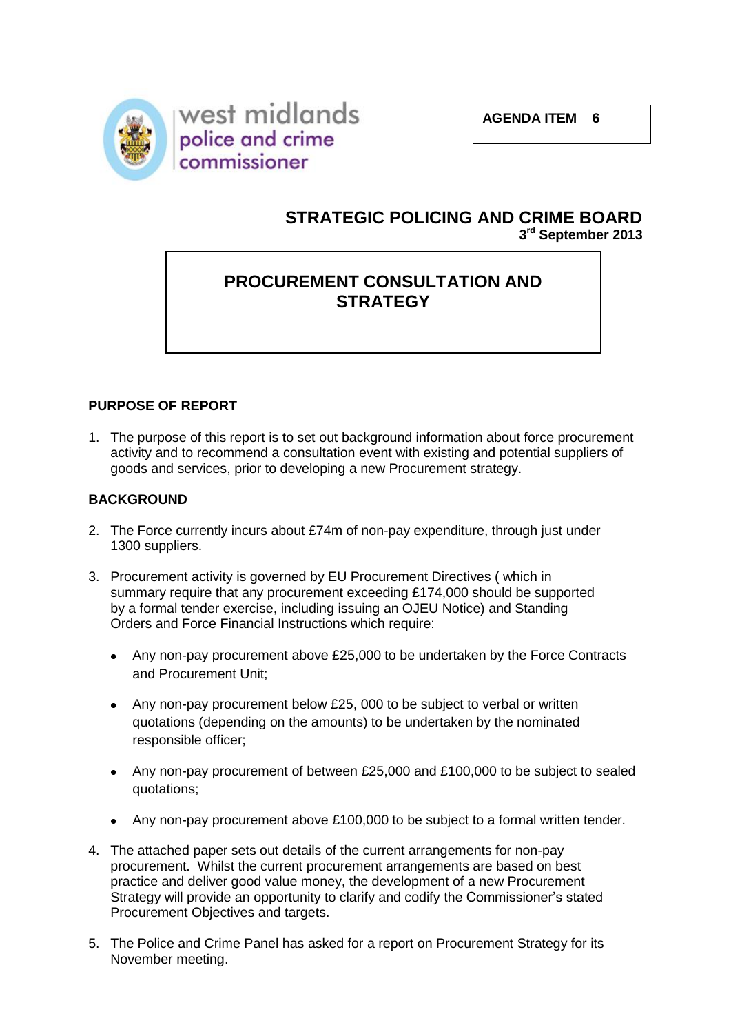west midlands police and crime commissioner

**AGENDA ITEM 6**

# STRATEGIC POLICING AND CRIME BOARD

**3rd September 2013**

## PROCUREMENT CONSULTATION AND STRATEGY

### PURPOSE OF REPORT

1. The purpose of this report is to set out background information about force procurement activity and to recommend a consultation event with existing and potential suppliers of goods and services, prior to developing a new Procurement strategy.

### BACKGROUND

2. The Force currently incurs about £74m of non-pay expenditure, through just under 1300 suppliers.

3. Procurement activity is governed by EU Procurement Directives ( which in summary require that any procurement exceeding £174,000 should be supported by a formal tender exercise, including issuing an OJEU Notice) and Standing Orders and Force Financial Instructions which require:

   - Any non-pay procurement above £25,000 to be undertaken by the Force Contracts and Procurement Unit;
   - Any non-pay procurement below £25, 000 to be subject to verbal or written quotations (depending on the amounts) to be undertaken by the nominated responsible officer;
   - Any non-pay procurement of between £25,000 and £100,000 to be subject to sealed quotations;
   - Any non-pay procurement above £100,000 to be subject to a formal written tender.

4. The attached paper sets out details of the current arrangements for non-pay procurement. Whilst the current procurement arrangements are based on best practice and deliver good value money, the development of a new Procurement Strategy will provide an opportunity to clarify and codify the Commissioner's stated Procurement Objectives and targets.

5. The Police and Crime Panel has asked for a report on Procurement Strategy for its November meeting.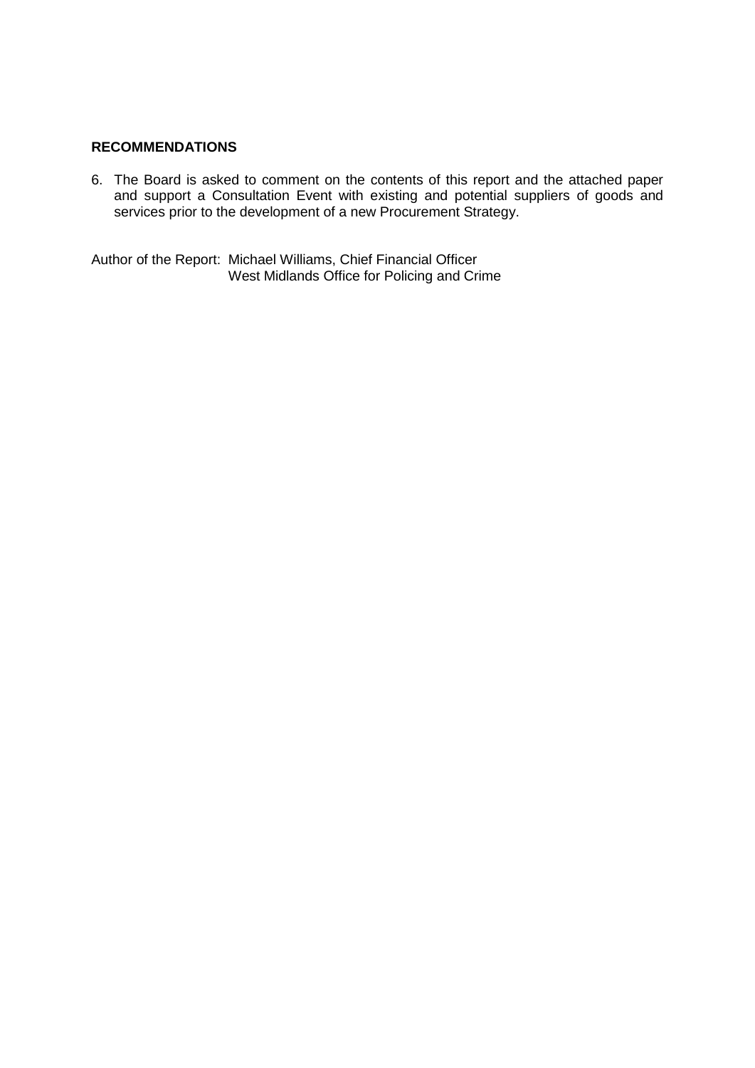**RECOMMENDATIONS**

6. The Board is asked to comment on the contents of this report and the attached paper and support a Consultation Event with existing and potential suppliers of goods and services prior to the development of a new Procurement Strategy.

Author of the Report: Michael Williams, Chief Financial Officer
West Midlands Office for Policing and Crime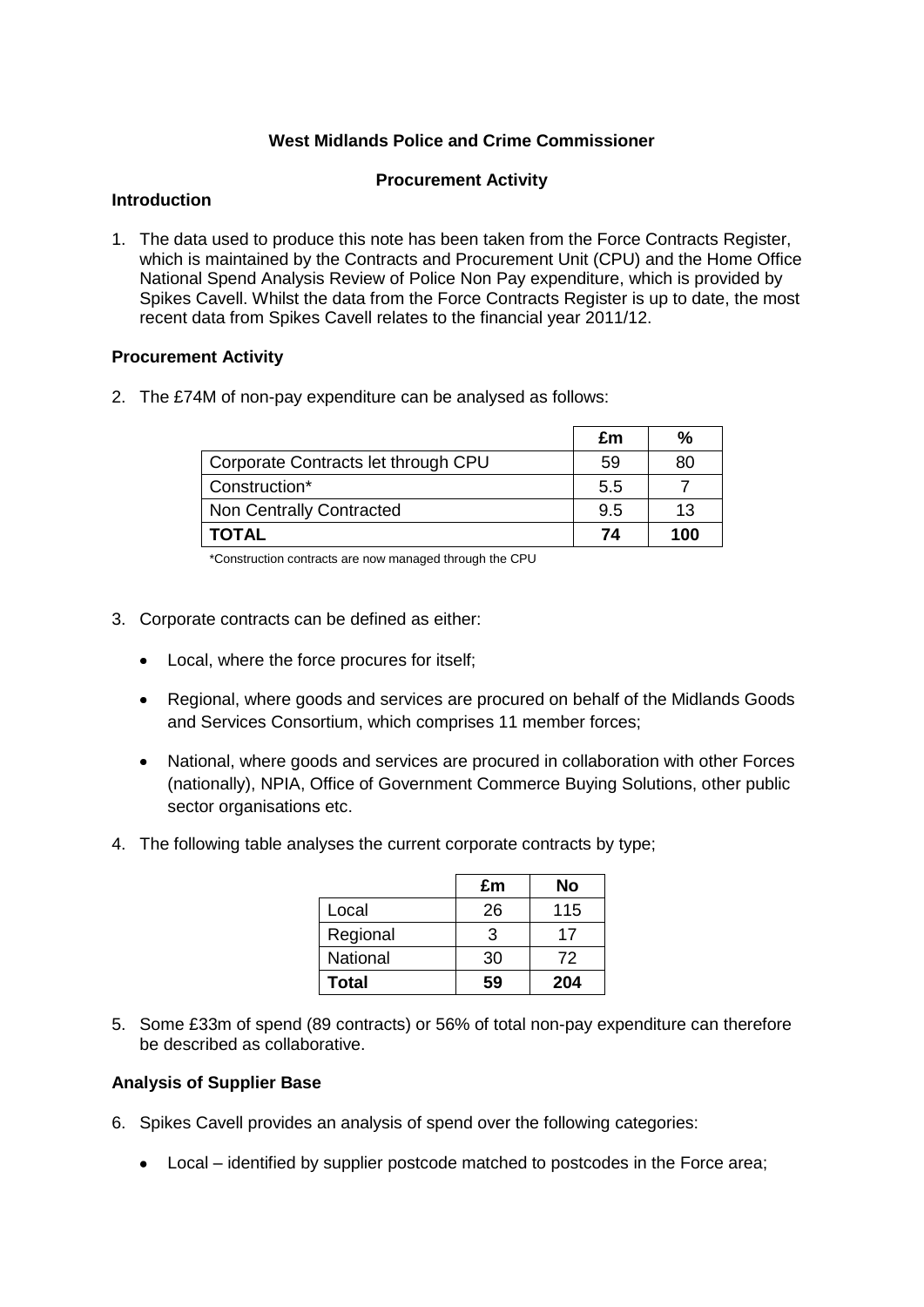**West Midlands Police and Crime Commissioner**

**Procurement Activity**

**Introduction**

1. The data used to produce this note has been taken from the Force Contracts Register, which is maintained by the Contracts and Procurement Unit (CPU) and the Home Office National Spend Analysis Review of Police Non Pay expenditure, which is provided by Spikes Cavell. Whilst the data from the Force Contracts Register is up to date, the most recent data from Spikes Cavell relates to the financial year 2011/12.

**Procurement Activity**

2. The £74M of non-pay expenditure can be analysed as follows:

| | £m | % |
|---|---|---|
| Corporate Contracts let through CPU | 59 | 80 |
| Construction* | 5.5 | 7 |
| Non Centrally Contracted | 9.5 | 13 |
| **TOTAL** | **74** | **100** |

*Construction contracts are now managed through the CPU

3. Corporate contracts can be defined as either:

   - Local, where the force procures for itself;
   - Regional, where goods and services are procured on behalf of the Midlands Goods and Services Consortium, which comprises 11 member forces;
   - National, where goods and services are procured in collaboration with other Forces (nationally), NPIA, Office of Government Commerce Buying Solutions, other public sector organisations etc.

4. The following table analyses the current corporate contracts by type;

| | £m | No |
|---|---|---|
| Local | 26 | 115 |
| Regional | 3 | 17 |
| National | 30 | 72 |
| **Total** | **59** | **204** |

5. Some £33m of spend (89 contracts) or 56% of total non-pay expenditure can therefore be described as collaborative.

**Analysis of Supplier Base**

6. Spikes Cavell provides an analysis of spend over the following categories:

   - Local – identified by supplier postcode matched to postcodes in the Force area;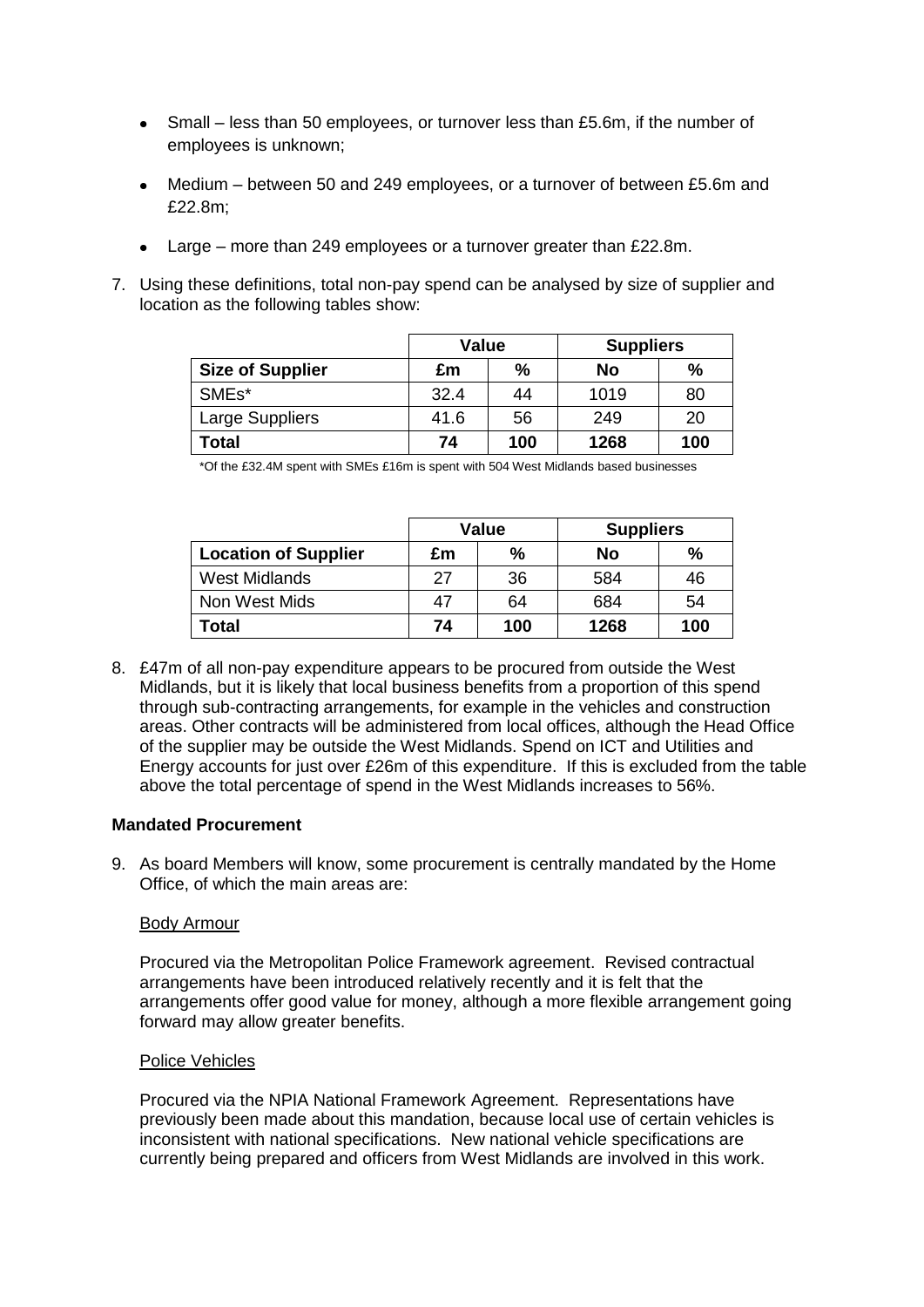- Small – less than 50 employees, or turnover less than £5.6m, if the number of employees is unknown;
- Medium – between 50 and 249 employees, or a turnover of between £5.6m and £22.8m;
- Large – more than 249 employees or a turnover greater than £22.8m.

7. Using these definitions, total non-pay spend can be analysed by size of supplier and location as the following tables show:

| | Value | | Suppliers | |
|---|---|---|---|---|
| **Size of Supplier** | **£m** | **%** | **No** | **%** |
| SMEs* | 32.4 | 44 | 1019 | 80 |
| Large Suppliers | 41.6 | 56 | 249 | 20 |
| **Total** | **74** | **100** | **1268** | **100** |

*Of the £32.4M spent with SMEs £16m is spent with 504 West Midlands based businesses

| | Value | | Suppliers | |
|---|---|---|---|---|
| **Location of Supplier** | **£m** | **%** | **No** | **%** |
| West Midlands | 27 | 36 | 584 | 46 |
| Non West Mids | 47 | 64 | 684 | 54 |
| **Total** | **74** | **100** | **1268** | **100** |

8. £47m of all non-pay expenditure appears to be procured from outside the West Midlands, but it is likely that local business benefits from a proportion of this spend through sub-contracting arrangements, for example in the vehicles and construction areas. Other contracts will be administered from local offices, although the Head Office of the supplier may be outside the West Midlands. Spend on ICT and Utilities and Energy accounts for just over £26m of this expenditure. If this is excluded from the table above the total percentage of spend in the West Midlands increases to 56%.

**Mandated Procurement**

9. As board Members will know, some procurement is centrally mandated by the Home Office, of which the main areas are:

   Body Armour

   Procured via the Metropolitan Police Framework agreement. Revised contractual arrangements have been introduced relatively recently and it is felt that the arrangements offer good value for money, although a more flexible arrangement going forward may allow greater benefits.

   Police Vehicles

   Procured via the NPIA National Framework Agreement. Representations have previously been made about this mandation, because local use of certain vehicles is inconsistent with national specifications. New national vehicle specifications are currently being prepared and officers from West Midlands are involved in this work.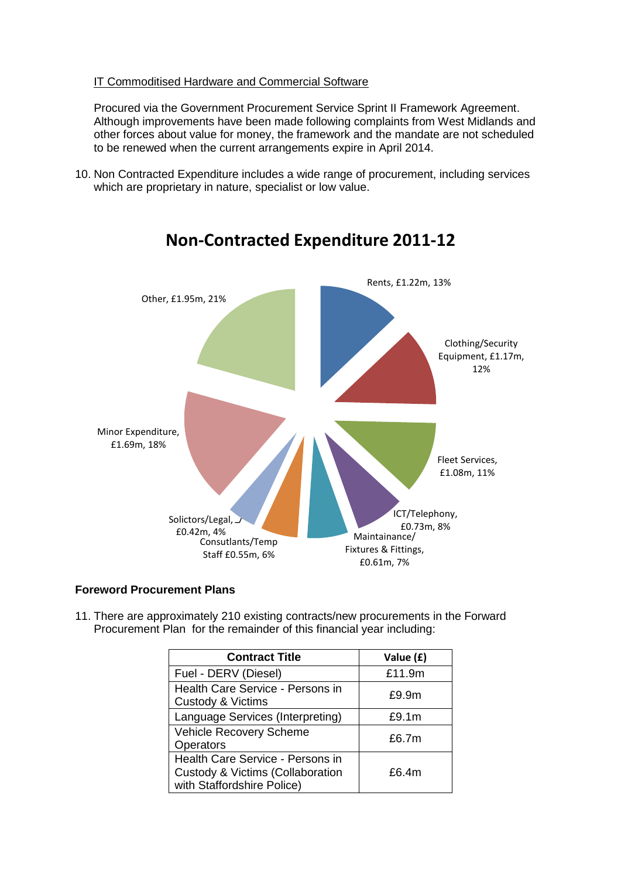IT Commoditised Hardware and Commercial Software

Procured via the Government Procurement Service Sprint II Framework Agreement. Although improvements have been made following complaints from West Midlands and other forces about value for money, the framework and the mandate are not scheduled to be renewed when the current arrangements expire in April 2014.

10. Non Contracted Expenditure includes a wide range of procurement, including services which are proprietary in nature, specialist or low value.

**Non-Contracted Expenditure 2011-12**

- Rents, £1.22m, 13%
- Clothing/Security Equipment, £1.17m, 12%
- Fleet Services, £1.08m, 11%
- ICT/Telephony, £0.73m, 8%
- Maintainance/ Fixtures & Fittings, £0.61m, 7%
- Consutlants/Temp Staff £0.55m, 6%
- Solicitors/Legal, £0.42m, 4%
- Minor Expenditure, £1.69m, 18%
- Other, £1.95m, 21%

**Foreword Procurement Plans**

11. There are approximately 210 existing contracts/new procurements in the Forward Procurement Plan for the remainder of this financial year including:

| Contract Title | Value (£) |
|---|---|
| Fuel - DERV (Diesel) | £11.9m |
| Health Care Service - Persons in Custody & Victims | £9.9m |
| Language Services (Interpreting) | £9.1m |
| Vehicle Recovery Scheme Operators | £6.7m |
| Health Care Service - Persons in Custody & Victims (Collaboration with Staffordshire Police) | £6.4m |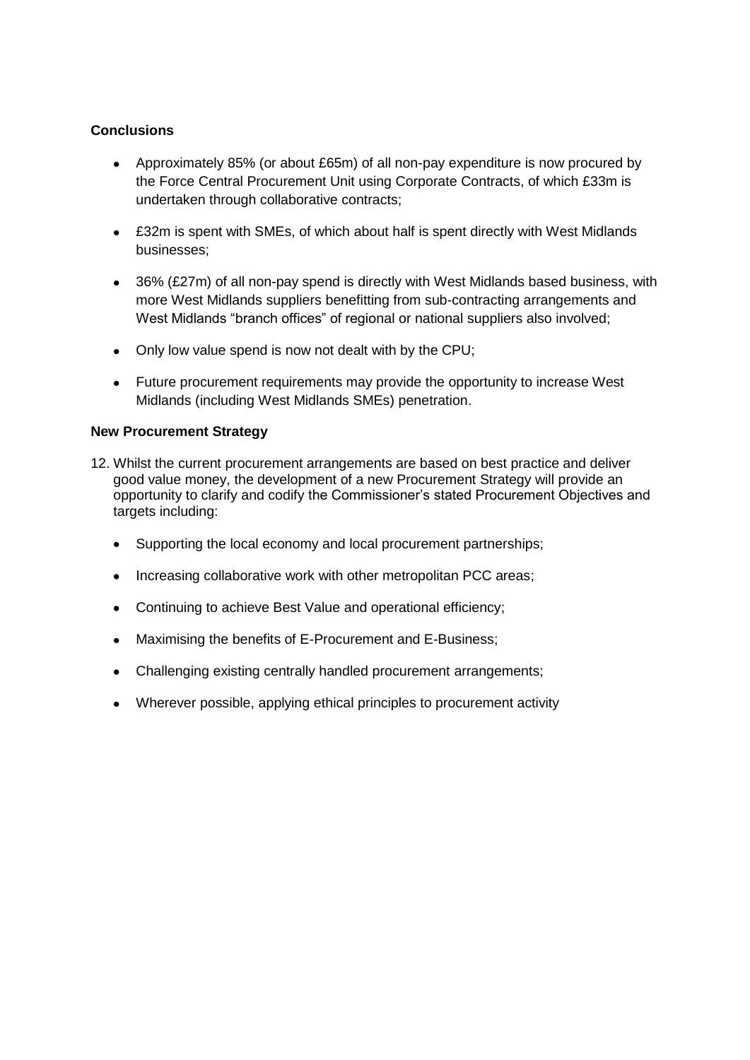**Conclusions**

- Approximately 85% (or about £65m) of all non-pay expenditure is now procured by the Force Central Procurement Unit using Corporate Contracts, of which £33m is undertaken through collaborative contracts;
- £32m is spent with SMEs, of which about half is spent directly with West Midlands businesses;
- 36% (£27m) of all non-pay spend is directly with West Midlands based business, with more West Midlands suppliers benefitting from sub-contracting arrangements and West Midlands "branch offices" of regional or national suppliers also involved;
- Only low value spend is now not dealt with by the CPU;
- Future procurement requirements may provide the opportunity to increase West Midlands (including West Midlands SMEs) penetration.

**New Procurement Strategy**

12. Whilst the current procurement arrangements are based on best practice and deliver good value money, the development of a new Procurement Strategy will provide an opportunity to clarify and codify the Commissioner's stated Procurement Objectives and targets including:

    - Supporting the local economy and local procurement partnerships;
    - Increasing collaborative work with other metropolitan PCC areas;
    - Continuing to achieve Best Value and operational efficiency;
    - Maximising the benefits of E-Procurement and E-Business;
    - Challenging existing centrally handled procurement arrangements;
    - Wherever possible, applying ethical principles to procurement activity